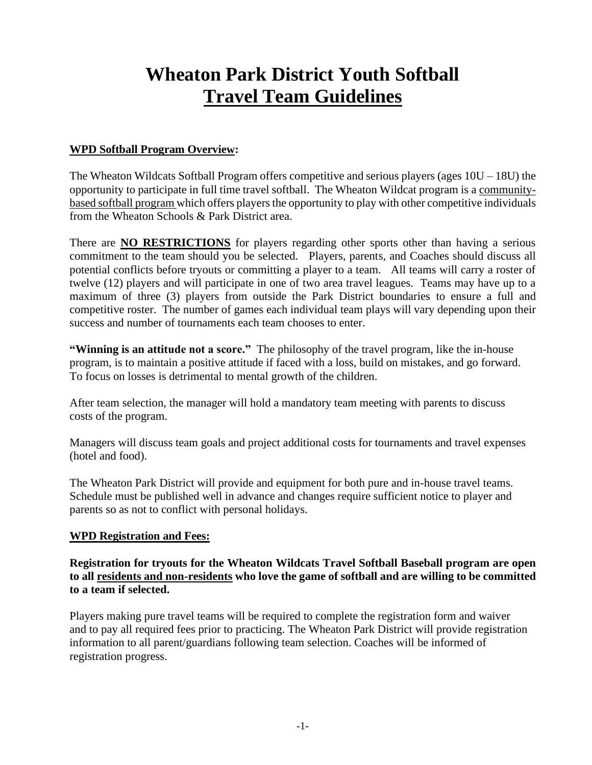# Wheaton Park District Youth Softball
# <u>Travel Team Guidelines</u>

**<u>WPD Softball Program Overview</u>:**

The Wheaton Wildcats Softball Program offers competitive and serious players (ages 10U – 18U) the opportunity to participate in full time travel softball. The Wheaton Wildcat program is a <u>community-based softball program</u> which offers players the opportunity to play with other competitive individuals from the Wheaton Schools & Park District area.

There are **<u>NO RESTRICTIONS</u>** for players regarding other sports other than having a serious commitment to the team should you be selected. Players, parents, and Coaches should discuss all potential conflicts before tryouts or committing a player to a team. All teams will carry a roster of twelve (12) players and will participate in one of two area travel leagues. Teams may have up to a maximum of three (3) players from outside the Park District boundaries to ensure a full and competitive roster. The number of games each individual team plays will vary depending upon their success and number of tournaments each team chooses to enter.

**"Winning is an attitude not a score."** The philosophy of the travel program, like the in-house program, is to maintain a positive attitude if faced with a loss, build on mistakes, and go forward. To focus on losses is detrimental to mental growth of the children.

After team selection, the manager will hold a mandatory team meeting with parents to discuss costs of the program.

Managers will discuss team goals and project additional costs for tournaments and travel expenses (hotel and food).

The Wheaton Park District will provide and equipment for both pure and in-house travel teams. Schedule must be published well in advance and changes require sufficient notice to player and parents so as not to conflict with personal holidays.

**<u>WPD Registration and Fees:</u>**

**Registration for tryouts for the Wheaton Wildcats Travel Softball Baseball program are open to all <u>residents and non-residents</u> who love the game of softball and are willing to be committed to a team if selected.**

Players making pure travel teams will be required to complete the registration form and waiver and to pay all required fees prior to practicing. The Wheaton Park District will provide registration information to all parent/guardians following team selection. Coaches will be informed of registration progress.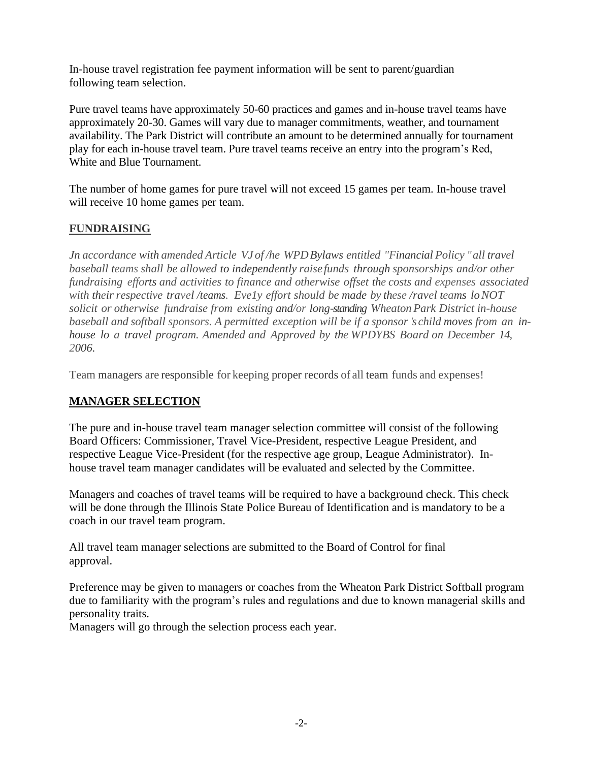In-house travel registration fee payment information will be sent to parent/guardian following team selection.

Pure travel teams have approximately 50-60 practices and games and in-house travel teams have approximately 20-30. Games will vary due to manager commitments, weather, and tournament availability. The Park District will contribute an amount to be determined annually for tournament play for each in-house travel team. Pure travel teams receive an entry into the program's Red, White and Blue Tournament.

The number of home games for pure travel will not exceed 15 games per team. In-house travel will receive 10 home games per team.

## FUNDRAISING

*Jn accordance with amended Article VJ of /he WPD Bylaws entitled "Financial Policy " all travel baseball teams shall be allowed to independently raise funds through sponsorships and/or other fundraising efforts and activities to finance and otherwise offset the costs and expenses associated with their respective travel /teams. Eve1y effort should be made by these /ravel teams lo NOT solicit or otherwise fundraise from existing and/or long-standing Wheaton Park District in-house baseball and softball sponsors. A permitted exception will be if a sponsor's child moves from an in-house lo a travel program. Amended and Approved by the WPDYBS Board on December 14, 2006.*

Team managers are responsible for keeping proper records of all team funds and expenses!

## MANAGER SELECTION

The pure and in-house travel team manager selection committee will consist of the following Board Officers: Commissioner, Travel Vice-President, respective League President, and respective League Vice-President (for the respective age group, League Administrator). In-house travel team manager candidates will be evaluated and selected by the Committee.

Managers and coaches of travel teams will be required to have a background check. This check will be done through the Illinois State Police Bureau of Identification and is mandatory to be a coach in our travel team program.

All travel team manager selections are submitted to the Board of Control for final approval.

Preference may be given to managers or coaches from the Wheaton Park District Softball program due to familiarity with the program's rules and regulations and due to known managerial skills and personality traits.
Managers will go through the selection process each year.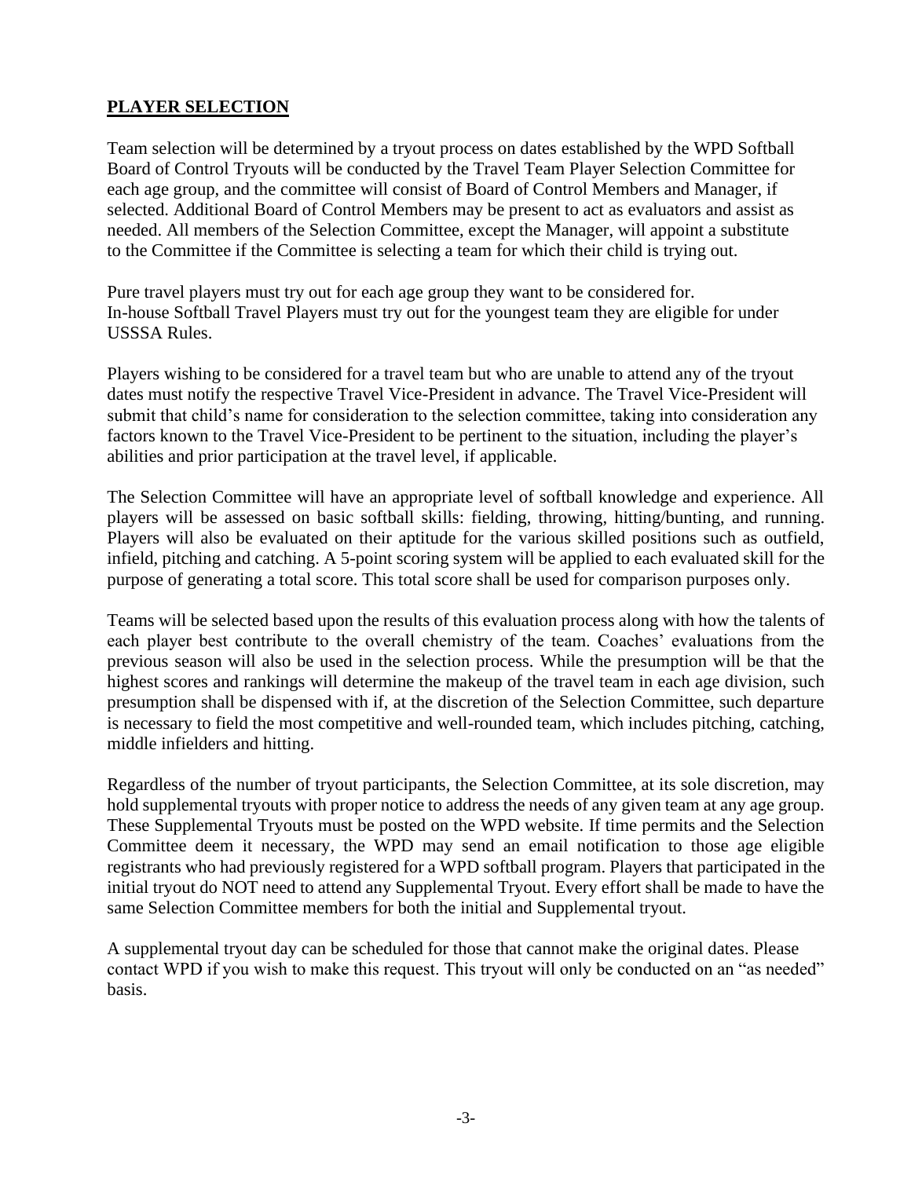## PLAYER SELECTION

Team selection will be determined by a tryout process on dates established by the WPD Softball Board of Control Tryouts will be conducted by the Travel Team Player Selection Committee for each age group, and the committee will consist of Board of Control Members and Manager, if selected. Additional Board of Control Members may be present to act as evaluators and assist as needed. All members of the Selection Committee, except the Manager, will appoint a substitute to the Committee if the Committee is selecting a team for which their child is trying out.

Pure travel players must try out for each age group they want to be considered for.
In-house Softball Travel Players must try out for the youngest team they are eligible for under USSSA Rules.

Players wishing to be considered for a travel team but who are unable to attend any of the tryout dates must notify the respective Travel Vice-President in advance. The Travel Vice-President will submit that child's name for consideration to the selection committee, taking into consideration any factors known to the Travel Vice-President to be pertinent to the situation, including the player's abilities and prior participation at the travel level, if applicable.

The Selection Committee will have an appropriate level of softball knowledge and experience. All players will be assessed on basic softball skills: fielding, throwing, hitting/bunting, and running. Players will also be evaluated on their aptitude for the various skilled positions such as outfield, infield, pitching and catching. A 5-point scoring system will be applied to each evaluated skill for the purpose of generating a total score. This total score shall be used for comparison purposes only.

Teams will be selected based upon the results of this evaluation process along with how the talents of each player best contribute to the overall chemistry of the team. Coaches' evaluations from the previous season will also be used in the selection process. While the presumption will be that the highest scores and rankings will determine the makeup of the travel team in each age division, such presumption shall be dispensed with if, at the discretion of the Selection Committee, such departure is necessary to field the most competitive and well-rounded team, which includes pitching, catching, middle infielders and hitting.

Regardless of the number of tryout participants, the Selection Committee, at its sole discretion, may hold supplemental tryouts with proper notice to address the needs of any given team at any age group. These Supplemental Tryouts must be posted on the WPD website. If time permits and the Selection Committee deem it necessary, the WPD may send an email notification to those age eligible registrants who had previously registered for a WPD softball program. Players that participated in the initial tryout do NOT need to attend any Supplemental Tryout. Every effort shall be made to have the same Selection Committee members for both the initial and Supplemental tryout.

A supplemental tryout day can be scheduled for those that cannot make the original dates. Please contact WPD if you wish to make this request. This tryout will only be conducted on an "as needed" basis.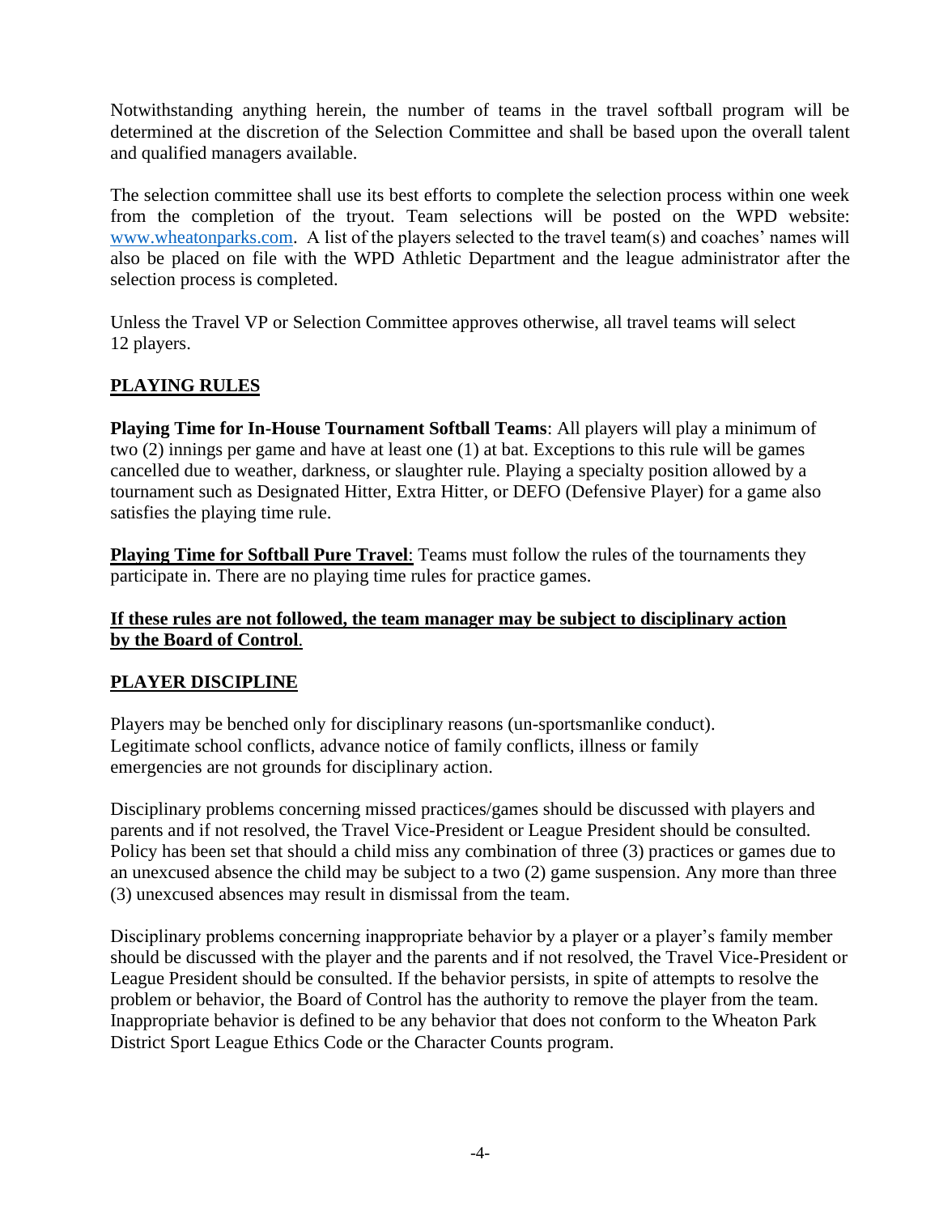Notwithstanding anything herein, the number of teams in the travel softball program will be determined at the discretion of the Selection Committee and shall be based upon the overall talent and qualified managers available.

The selection committee shall use its best efforts to complete the selection process within one week from the completion of the tryout. Team selections will be posted on the WPD website: www.wheatonparks.com. A list of the players selected to the travel team(s) and coaches' names will also be placed on file with the WPD Athletic Department and the league administrator after the selection process is completed.

Unless the Travel VP or Selection Committee approves otherwise, all travel teams will select 12 players.

## PLAYING RULES

**Playing Time for In-House Tournament Softball Teams**: All players will play a minimum of two (2) innings per game and have at least one (1) at bat. Exceptions to this rule will be games cancelled due to weather, darkness, or slaughter rule. Playing a specialty position allowed by a tournament such as Designated Hitter, Extra Hitter, or DEFO (Defensive Player) for a game also satisfies the playing time rule.

**Playing Time for Softball Pure Travel**: Teams must follow the rules of the tournaments they participate in. There are no playing time rules for practice games.

**If these rules are not followed, the team manager may be subject to disciplinary action by the Board of Control**.

## PLAYER DISCIPLINE

Players may be benched only for disciplinary reasons (un-sportsmanlike conduct). Legitimate school conflicts, advance notice of family conflicts, illness or family emergencies are not grounds for disciplinary action.

Disciplinary problems concerning missed practices/games should be discussed with players and parents and if not resolved, the Travel Vice-President or League President should be consulted. Policy has been set that should a child miss any combination of three (3) practices or games due to an unexcused absence the child may be subject to a two (2) game suspension. Any more than three (3) unexcused absences may result in dismissal from the team.

Disciplinary problems concerning inappropriate behavior by a player or a player's family member should be discussed with the player and the parents and if not resolved, the Travel Vice-President or League President should be consulted. If the behavior persists, in spite of attempts to resolve the problem or behavior, the Board of Control has the authority to remove the player from the team. Inappropriate behavior is defined to be any behavior that does not conform to the Wheaton Park District Sport League Ethics Code or the Character Counts program.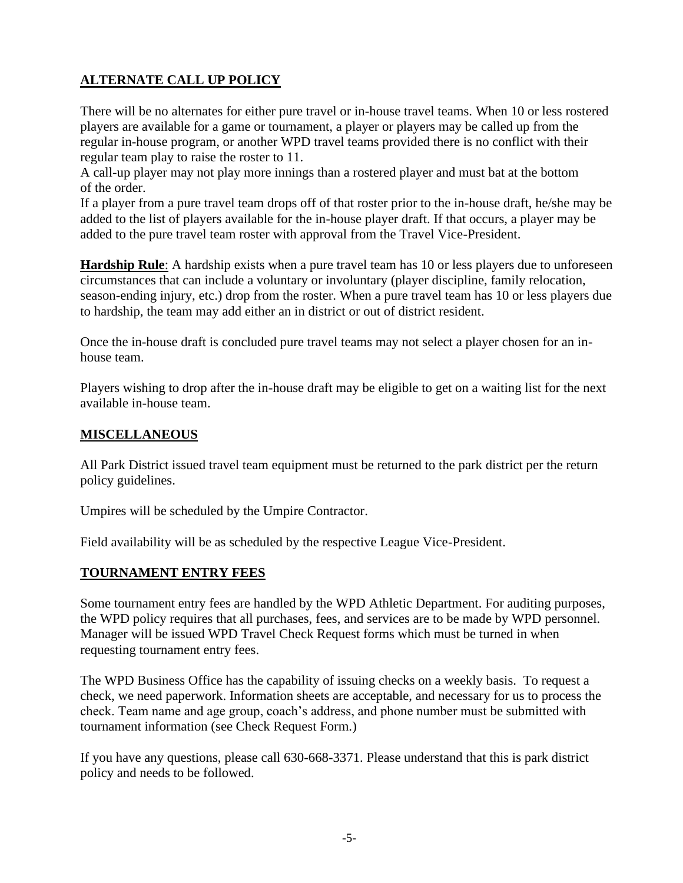## ALTERNATE CALL UP POLICY

There will be no alternates for either pure travel or in-house travel teams. When 10 or less rostered players are available for a game or tournament, a player or players may be called up from the regular in-house program, or another WPD travel teams provided there is no conflict with their regular team play to raise the roster to 11.

A call-up player may not play more innings than a rostered player and must bat at the bottom of the order.

If a player from a pure travel team drops off of that roster prior to the in-house draft, he/she may be added to the list of players available for the in-house player draft. If that occurs, a player may be added to the pure travel team roster with approval from the Travel Vice-President.

**Hardship Rule**: A hardship exists when a pure travel team has 10 or less players due to unforeseen circumstances that can include a voluntary or involuntary (player discipline, family relocation, season-ending injury, etc.) drop from the roster. When a pure travel team has 10 or less players due to hardship, the team may add either an in district or out of district resident.

Once the in-house draft is concluded pure travel teams may not select a player chosen for an in-house team.

Players wishing to drop after the in-house draft may be eligible to get on a waiting list for the next available in-house team.

## MISCELLANEOUS

All Park District issued travel team equipment must be returned to the park district per the return policy guidelines.

Umpires will be scheduled by the Umpire Contractor.

Field availability will be as scheduled by the respective League Vice-President.

## TOURNAMENT ENTRY FEES

Some tournament entry fees are handled by the WPD Athletic Department. For auditing purposes, the WPD policy requires that all purchases, fees, and services are to be made by WPD personnel. Manager will be issued WPD Travel Check Request forms which must be turned in when requesting tournament entry fees.

The WPD Business Office has the capability of issuing checks on a weekly basis. To request a check, we need paperwork. Information sheets are acceptable, and necessary for us to process the check. Team name and age group, coach's address, and phone number must be submitted with tournament information (see Check Request Form.)

If you have any questions, please call 630-668-3371. Please understand that this is park district policy and needs to be followed.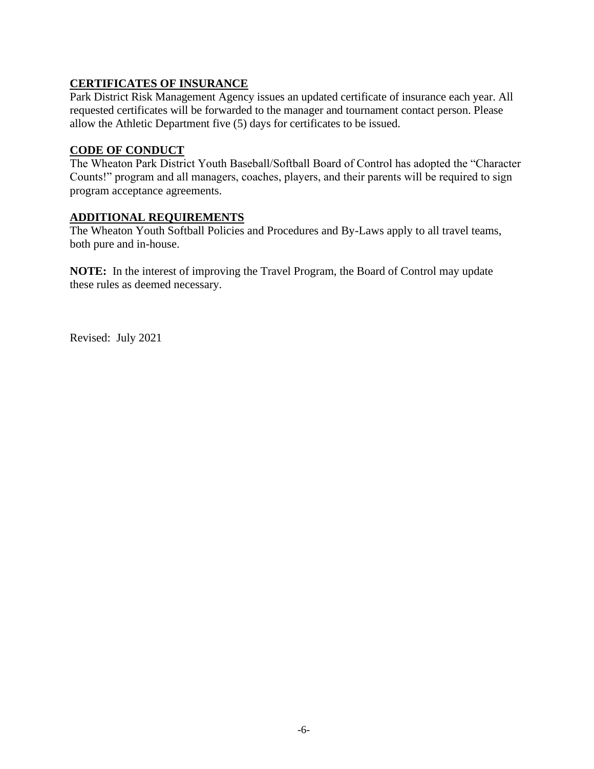## CERTIFICATES OF INSURANCE

Park District Risk Management Agency issues an updated certificate of insurance each year. All requested certificates will be forwarded to the manager and tournament contact person. Please allow the Athletic Department five (5) days for certificates to be issued.

## CODE OF CONDUCT

The Wheaton Park District Youth Baseball/Softball Board of Control has adopted the "Character Counts!" program and all managers, coaches, players, and their parents will be required to sign program acceptance agreements.

## ADDITIONAL REQUIREMENTS

The Wheaton Youth Softball Policies and Procedures and By-Laws apply to all travel teams, both pure and in-house.

**NOTE:** In the interest of improving the Travel Program, the Board of Control may update these rules as deemed necessary.

Revised: July 2021